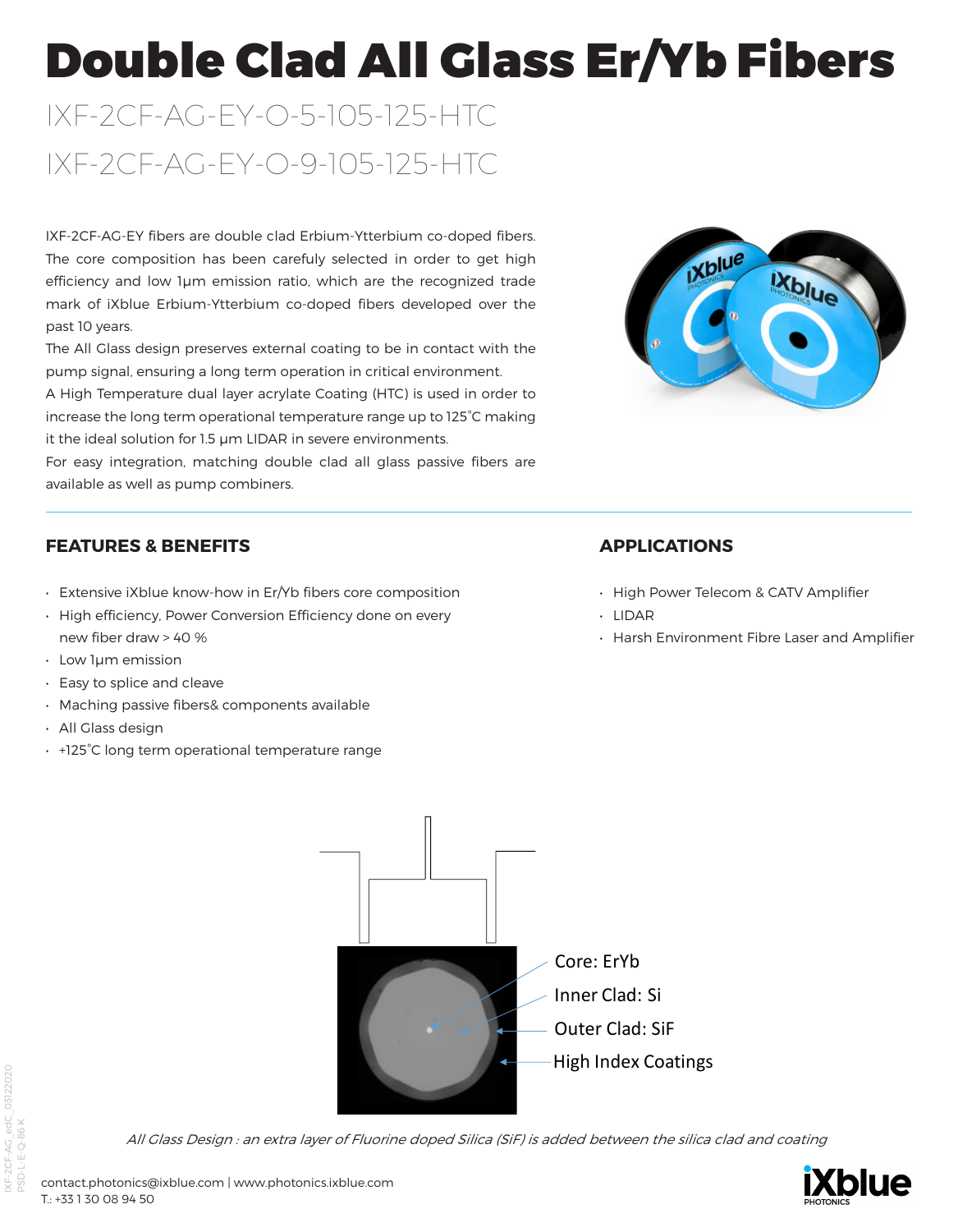# Double Clad All Glass Er/Yb Fibers

IXF-2CF-AG-EY-O-5-105-125-HTC

IXF-2CF-AG-EY-O-9-105-125-HTC

IXF-2CF-AG-EY fibers are double clad Erbium-Ytterbium co-doped fibers. The core composition has been carefuly selected in order to get high efficiency and low 1µm emission ratio, which are the recognized trade mark of iXblue Erbium-Ytterbium co-doped fibers developed over the past 10 years.

The All Glass design preserves external coating to be in contact with the pump signal, ensuring a long term operation in critical environment.

A High Temperature dual layer acrylate Coating (HTC) is used in order to increase the long term operational temperature range up to 125°C making it the ideal solution for 1.5 µm LIDAR in severe environments.

For easy integration, matching double clad all glass passive fibers are available as well as pump combiners.

## FEATURES & BENEFITS

- Extensive iXblue know-how in Er/Yb fibers core composition
- High efficiency, Power Conversion Efficiency done on every new fiber draw > 40 %
- Low 1µm emission
- Easy to splice and cleave
- Maching passive fibers& components available
- All Glass design
- +125°C long term operational temperature range

## APPLICATIONS

- High Power Telecom & CATV Amplifier
- LIDAR
- Harsh Environment Fibre Laser and Amplifier

Core: ErYb

Inner Clad: Si

Outer Clad: SiF

High Index Coatings

*All Glass Design : an extra layer of Fluorine doped Silica (SiF) is added between the silica clad and coating*

contact.photonics@ixblue.com | www.photonics.ixblue.com

T.: +33 1 30 08 94 50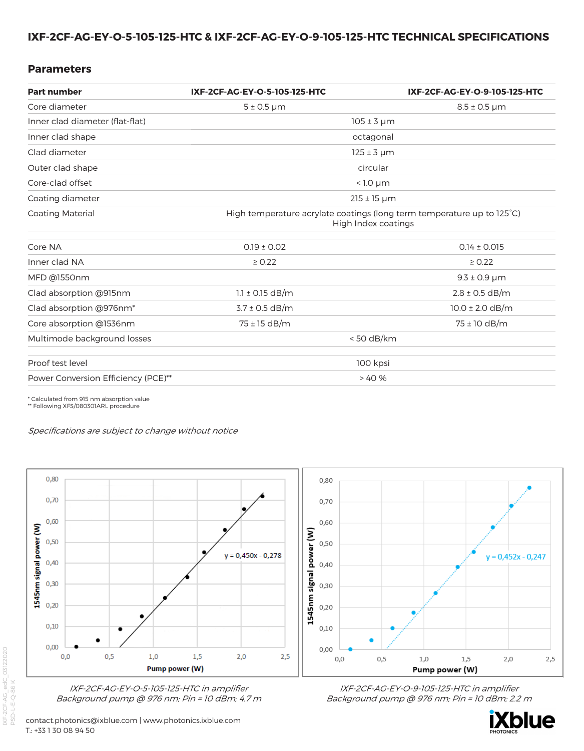## IXF-2CF-AG-EY-O-5-105-125-HTC & IXF-2CF-AG-EY-O-9-105-125-HTC TECHNICAL SPECIFICATIONS

### Parameters

| Part number | IXF-2CF-AG-EY-O-5-105-125-HTC | IXF-2CF-AG-EY-O-9-105-125-HTC |
|---|---|---|
| Core diameter | 5 ± 0.5 µm | 8.5 ± 0.5 µm |
| Inner clad diameter (flat-flat) | 105 ± 3 µm | |
| Inner clad shape | octagonal | |
| Clad diameter | 125 ± 3 µm | |
| Outer clad shape | circular | |
| Core-clad offset | < 1.0 µm | |
| Coating diameter | 215 ± 15 µm | |
| Coating Material | High temperature acrylate coatings (long term temperature up to 125°C) High Index coatings | |
| Core NA | 0.19 ± 0.02 | 0.14 ± 0.015 |
| Inner clad NA | ≥ 0.22 | ≥ 0.22 |
| MFD @1550nm | | 9.3 ± 0.9 µm |
| Clad absorption @915nm | 1.1 ± 0.15 dB/m | 2.8 ± 0.5 dB/m |
| Clad absorption @976nm* | 3.7 ± 0.5 dB/m | 10.0 ± 2.0 dB/m |
| Core absorption @1536nm | 75 ± 15 dB/m | 75 ± 10 dB/m |
| Multimode background losses | < 50 dB/km | |
| Proof test level | 100 kpsi | |
| Power Conversion Efficiency (PCE)** | > 40 % | |

\* Calculated from 915 nm absorption value
\** Following XFS/080301ARL procedure

*Specifications are subject to change without notice*

1545nm signal power (W)
0,80 0,70 0,60 0,50 0,40 0,30 0,20 0,10 0,00
y = 0,450x - 0,278
0,0 0,5 1,0 1,5 2,0 2,5
Pump power (W)

*IXF-2CF-AG-EY-O-5-105-125-HTC in amplifier*
*Background pump @ 976 nm; Pin = 10 dBm; 4.7 m*

1545nm signal power (W)
0,80 0,70 0,60 0,50 0,40 0,30 0,20 0,10 0,00
y = 0,452x - 0,247
0,0 0,5 1,0 1,5 2,0 2,5
Pump power (W)

*IXF-2CF-AG-EY-O-9-105-125-HTC in amplifier*
*Background pump @ 976 nm; Pin = 10 dBm; 2.2 m*

contact.photonics@ixblue.com | www.photonics.ixblue.com
T.: +33 1 30 08 94 50

iXblue PHOTONICS